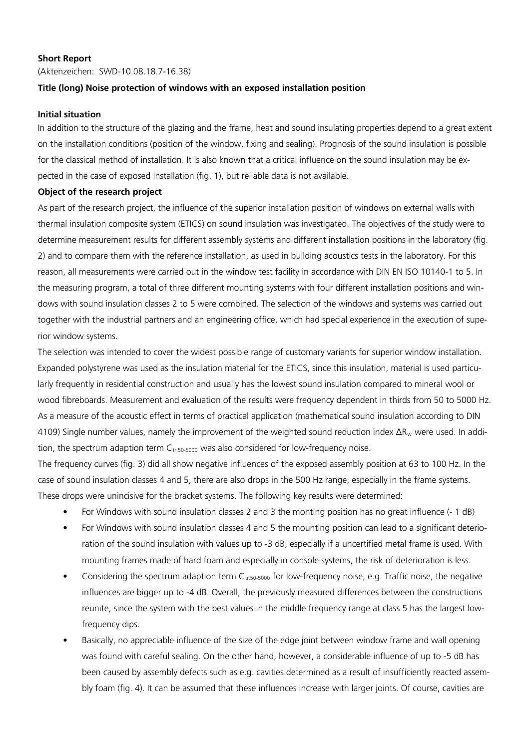**Short Report**

(Aktenzeichen: SWD-10.08.18.7-16.38)

**Title (long) Noise protection of windows with an exposed installation position**

**Initial situation**

In addition to the structure of the glazing and the frame, heat and sound insulating properties depend to a great extent on the installation conditions (position of the window, fixing and sealing). Prognosis of the sound insulation is possible for the classical method of installation. It is also known that a critical influence on the sound insulation may be expected in the case of exposed installation (fig. 1), but reliable data is not available.

**Object of the research project**

As part of the research project, the influence of the superior installation position of windows on external walls with thermal insulation composite system (ETICS) on sound insulation was investigated. The objectives of the study were to determine measurement results for different assembly systems and different installation positions in the laboratory (fig. 2) and to compare them with the reference installation, as used in building acoustics tests in the laboratory. For this reason, all measurements were carried out in the window test facility in accordance with DIN EN ISO 10140-1 to 5. In the measuring program, a total of three different mounting systems with four different installation positions and windows with sound insulation classes 2 to 5 were combined. The selection of the windows and systems was carried out together with the industrial partners and an engineering office, which had special experience in the execution of superior window systems.

The selection was intended to cover the widest possible range of customary variants for superior window installation. Expanded polystyrene was used as the insulation material for the ETICS, since this insulation, material is used particularly frequently in residential construction and usually has the lowest sound insulation compared to mineral wool or wood fibreboards. Measurement and evaluation of the results were frequency dependent in thirds from 50 to 5000 Hz. As a measure of the acoustic effect in terms of practical application (mathematical sound insulation according to DIN 4109) Single number values, namely the improvement of the weighted sound reduction index $\Delta R_w$ were used. In addition, the spectrum adaption term $C_{tr,50\text{-}5000}$ was also considered for low-frequency noise.

The frequency curves (fig. 3) did all show negative influences of the exposed assembly position at 63 to 100 Hz. In the case of sound insulation classes 4 and 5, there are also drops in the 500 Hz range, especially in the frame systems. These drops were unincisive for the bracket systems. The following key results were determined:

- For Windows with sound insulation classes 2 and 3 the monting position has no great influence (- 1 dB)
- For Windows with sound insulation classes 4 and 5 the mounting position can lead to a significant deterioration of the sound insulation with values up to -3 dB, especially if a uncertified metal frame is used. With mounting frames made of hard foam and especially in console systems, the risk of deterioration is less.
- Considering the spectrum adaption term $C_{tr,50\text{-}5000}$ for low-frequency noise, e.g. Traffic noise, the negative influences are bigger up to -4 dB. Overall, the previously measured differences between the constructions reunite, since the system with the best values in the middle frequency range at class 5 has the largest low-frequency dips.
- Basically, no appreciable influence of the size of the edge joint between window frame and wall opening was found with careful sealing. On the other hand, however, a considerable influence of up to -5 dB has been caused by assembly defects such as e.g. cavities determined as a result of insufficiently reacted assembly foam (fig. 4). It can be assumed that these influences increase with larger joints. Of course, cavities are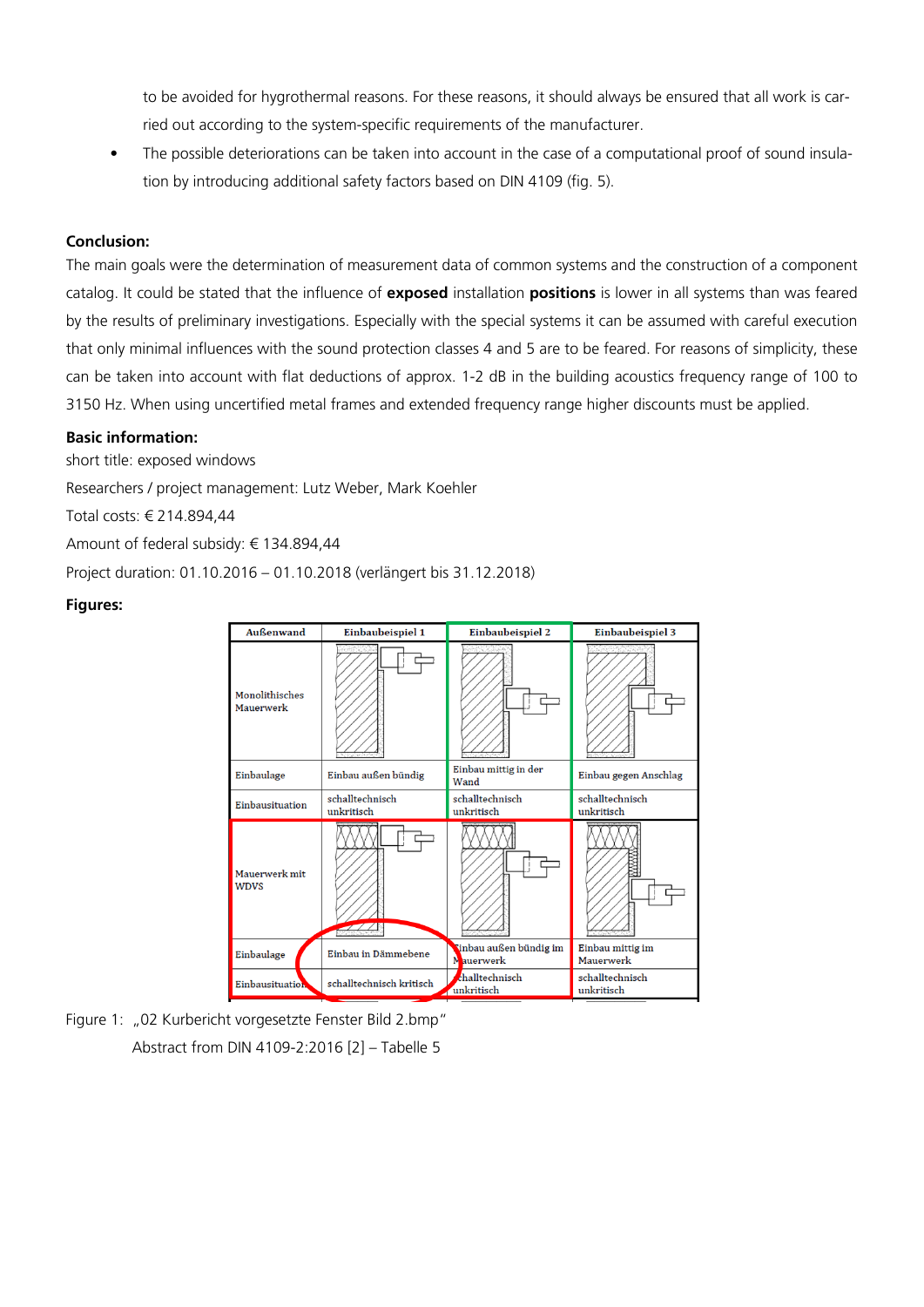to be avoided for hygrothermal reasons. For these reasons, it should always be ensured that all work is carried out according to the system-specific requirements of the manufacturer.

- The possible deteriorations can be taken into account in the case of a computational proof of sound insulation by introducing additional safety factors based on DIN 4109 (fig. 5).

**Conclusion:**

The main goals were the determination of measurement data of common systems and the construction of a component catalog. It could be stated that the influence of **exposed** installation **positions** is lower in all systems than was feared by the results of preliminary investigations. Especially with the special systems it can be assumed with careful execution that only minimal influences with the sound protection classes 4 and 5 are to be feared. For reasons of simplicity, these can be taken into account with flat deductions of approx. 1-2 dB in the building acoustics frequency range of 100 to 3150 Hz. When using uncertified metal frames and extended frequency range higher discounts must be applied.

**Basic information:**

short title: exposed windows

Researchers / project management: Lutz Weber, Mark Koehler

Total costs: € 214.894,44

Amount of federal subsidy: € 134.894,44

Project duration: 01.10.2016 – 01.10.2018 (verlängert bis 31.12.2018)

**Figures:**

| Außenwand | Einbaubeispiel 1 | Einbaubeispiel 2 | Einbaubeispiel 3 |
|---|---|---|---|
| Monolithisches Mauerwerk | | | |
| Einbaulage | Einbau außen bündig | Einbau mittig in der Wand | Einbau gegen Anschlag |
| Einbausituation | schalltechnisch unkritisch | schalltechnisch unkritisch | schalltechnisch unkritisch |
| Mauerwerk mit WDVS | | | |
| Einbaulage | Einbau in Dämmebene | Einbau außen bündig im Mauerwerk | Einbau mittig im Mauerwerk |
| Einbausituation | schalltechnisch kritisch | schalltechnisch unkritisch | schalltechnisch unkritisch |

Figure 1: „02 Kurbericht vorgesetzte Fenster Bild 2.bmp"
Abstract from DIN 4109-2:2016 [2] – Tabelle 5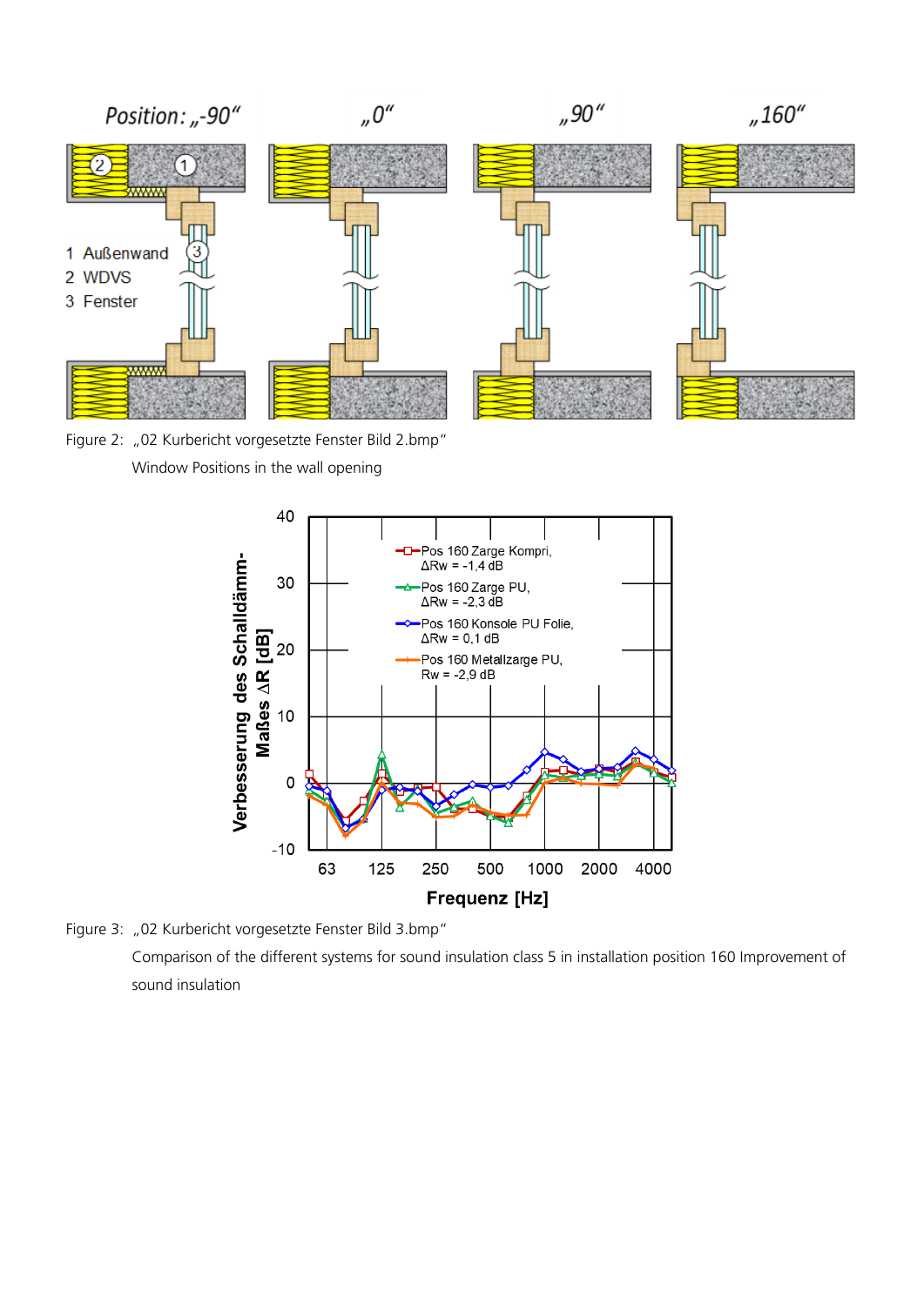Figure 2: „02 Kurbericht vorgesetzte Fenster Bild 2.bmp“

Window Positions in the wall opening

Figure 3: „02 Kurbericht vorgesetzte Fenster Bild 3.bmp“

Comparison of the different systems for sound insulation class 5 in installation position 160 Improvement of sound insulation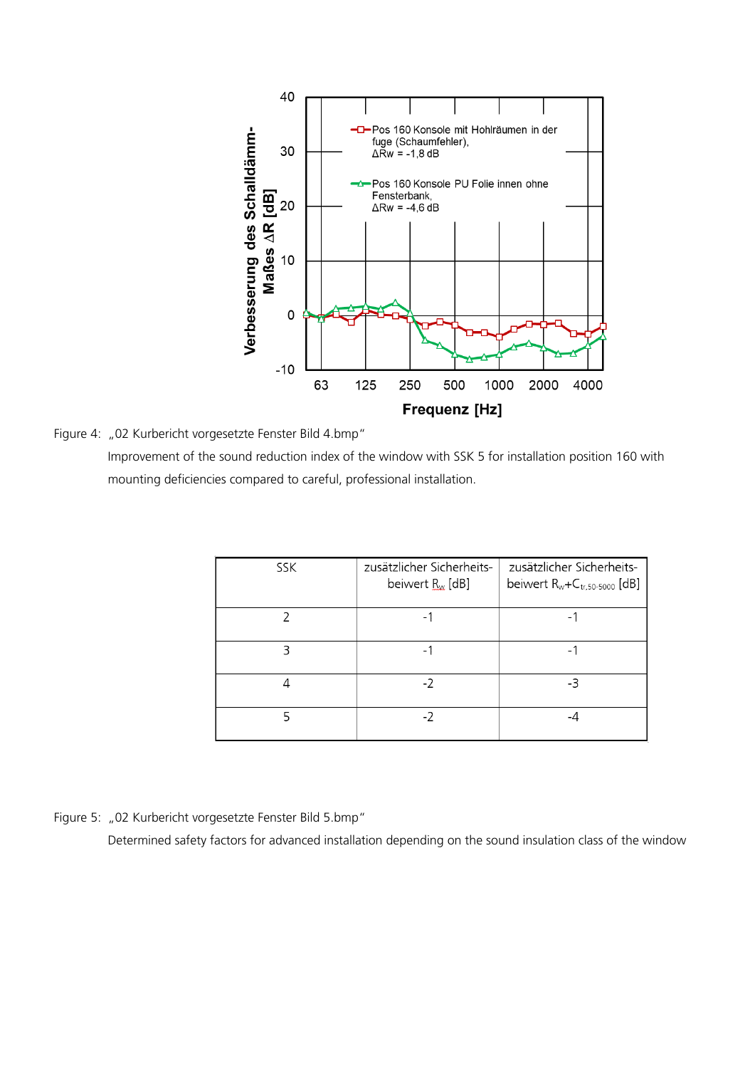40

30

20

10

0

-10

Verbesserung des Schalldämm-Maßes ΔR [dB]

63 125 250 500 1000 2000 4000

Frequenz [Hz]

Pos 160 Konsole mit Hohlräumen in der fuge (Schaumfehler), ΔRw = -1,8 dB

Pos 160 Konsole PU Folie innen ohne Fensterbank, ΔRw = -4,6 dB

Figure 4: „02 Kurbericht vorgesetzte Fenster Bild 4.bmp“

Improvement of the sound reduction index of the window with SSK 5 for installation position 160 with mounting deficiencies compared to careful, professional installation.

| SSK | zusätzlicher Sicherheits-beiwert $R_w$ [dB] | zusätzlicher Sicherheits-beiwert $R_w+C_{tr,50\text{-}5000}$ [dB] |
|---|---|---|
| 2 | -1 | -1 |
| 3 | -1 | -1 |
| 4 | -2 | -3 |
| 5 | -2 | -4 |

Figure 5: „02 Kurbericht vorgesetzte Fenster Bild 5.bmp“

Determined safety factors for advanced installation depending on the sound insulation class of the window